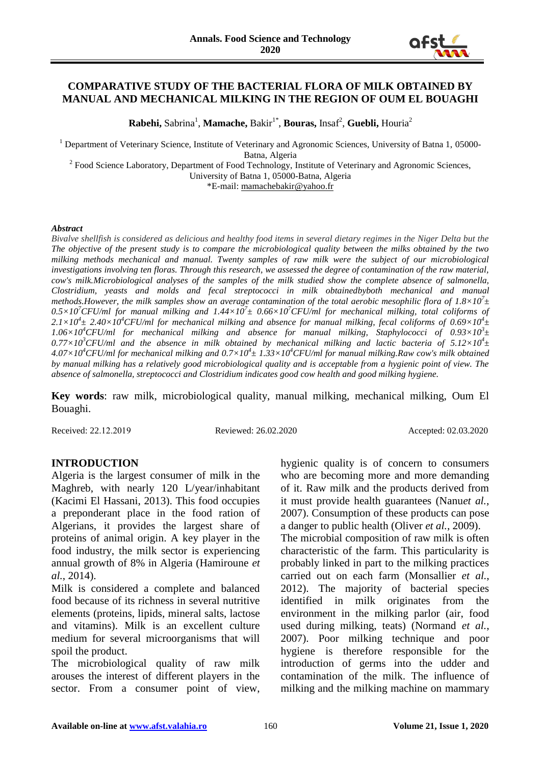# COMPARATIVE STUDY OF THE BACTERIAL FLORA OF MILK OBTAINED BY MANUAL AND MECHANICAL MILKING IN THE REGION OF OUM EL BOUAGHI

**Rabehi,** Sabrina[1], **Mamache,** Bakir[1*], **Bouras,** Insaf[2], **Guebli,** Houria[2]

[1] Department of Veterinary Science, Institute of Veterinary and Agronomic Sciences, University of Batna 1, 05000-Batna, Algeria

[2] Food Science Laboratory, Department of Food Technology, Institute of Veterinary and Agronomic Sciences, University of Batna 1, 05000-Batna, Algeria

*E-mail: mamachebakir@yahoo.fr

***Abstract***

*Bivalve shellfish is considered as delicious and healthy food items in several dietary regimes in the Niger Delta but the The objective of the present study is to compare the microbiological quality between the milks obtained by the two milking methods mechanical and manual. Twenty samples of raw milk were the subject of our microbiological investigations involving ten floras. Through this research, we assessed the degree of contamination of the raw material, cow's milk.Microbiological analyses of the samples of the milk studied show the complete absence of salmonella, Clostridium, yeasts and molds and fecal streptococci in milk obtainedbyboth mechanical and manual methods.However, the milk samples show an average contamination of the total aerobic mesophilic flora of $1.8\times10^7\pm 0.5\times10^7$CFU/ml for manual milking and $1.44\times10^7\pm 0.66\times10^7$CFU/ml for mechanical milking, total coliforms of $2.1\times10^4\pm 2.40\times10^4$CFU/ml for mechanical milking and absence for manual milking, fecal coliforms of $0.69\times10^4\pm 1.06\times10^4$CFU/ml for mechanical milking and absence for manual milking, Staphylococci of $0.93\times10^3\pm 0.77\times10^3$CFU/ml and the absence in milk obtained by mechanical milking and lactic bacteria of $5.12\times10^4\pm 4.07\times10^4$CFU/ml for mechanical milking and $0.7\times10^4\pm 1.33\times10^4$CFU/ml for manual milking.Raw cow's milk obtained by manual milking has a relatively good microbiological quality and is acceptable from a hygienic point of view. The absence of salmonella, streptococci and Clostridium indicates good cow health and good milking hygiene.*

**Key words**: raw milk, microbiological quality, manual milking, mechanical milking, Oum El Bouaghi.

Received: 22.12.2019 Reviewed: 26.02.2020 Accepted: 02.03.2020

## INTRODUCTION

Algeria is the largest consumer of milk in the Maghreb, with nearly 120 L/year/inhabitant (Kacimi El Hassani, 2013). This food occupies a preponderant place in the food ration of Algerians, it provides the largest share of proteins of animal origin. A key player in the food industry, the milk sector is experiencing annual growth of 8% in Algeria (Hamiroune *et al.*, 2014).

Milk is considered a complete and balanced food because of its richness in several nutritive elements (proteins, lipids, mineral salts, lactose and vitamins). Milk is an excellent culture medium for several microorganisms that will spoil the product.

The microbiological quality of raw milk arouses the interest of different players in the sector. From a consumer point of view, hygienic quality is of concern to consumers who are becoming more and more demanding of it. Raw milk and the products derived from it must provide health guarantees (Nanu*et al.*, 2007). Consumption of these products can pose a danger to public health (Oliver *et al.*, 2009).

The microbial composition of raw milk is often characteristic of the farm. This particularity is probably linked in part to the milking practices carried out on each farm (Monsallier *et al.*, 2012). The majority of bacterial species identified in milk originates from the environment in the milking parlor (air, food used during milking, teats) (Normand *et al.*, 2007). Poor milking technique and poor hygiene is therefore responsible for the introduction of germs into the udder and contamination of the milk. The influence of milking and the milking machine on mammary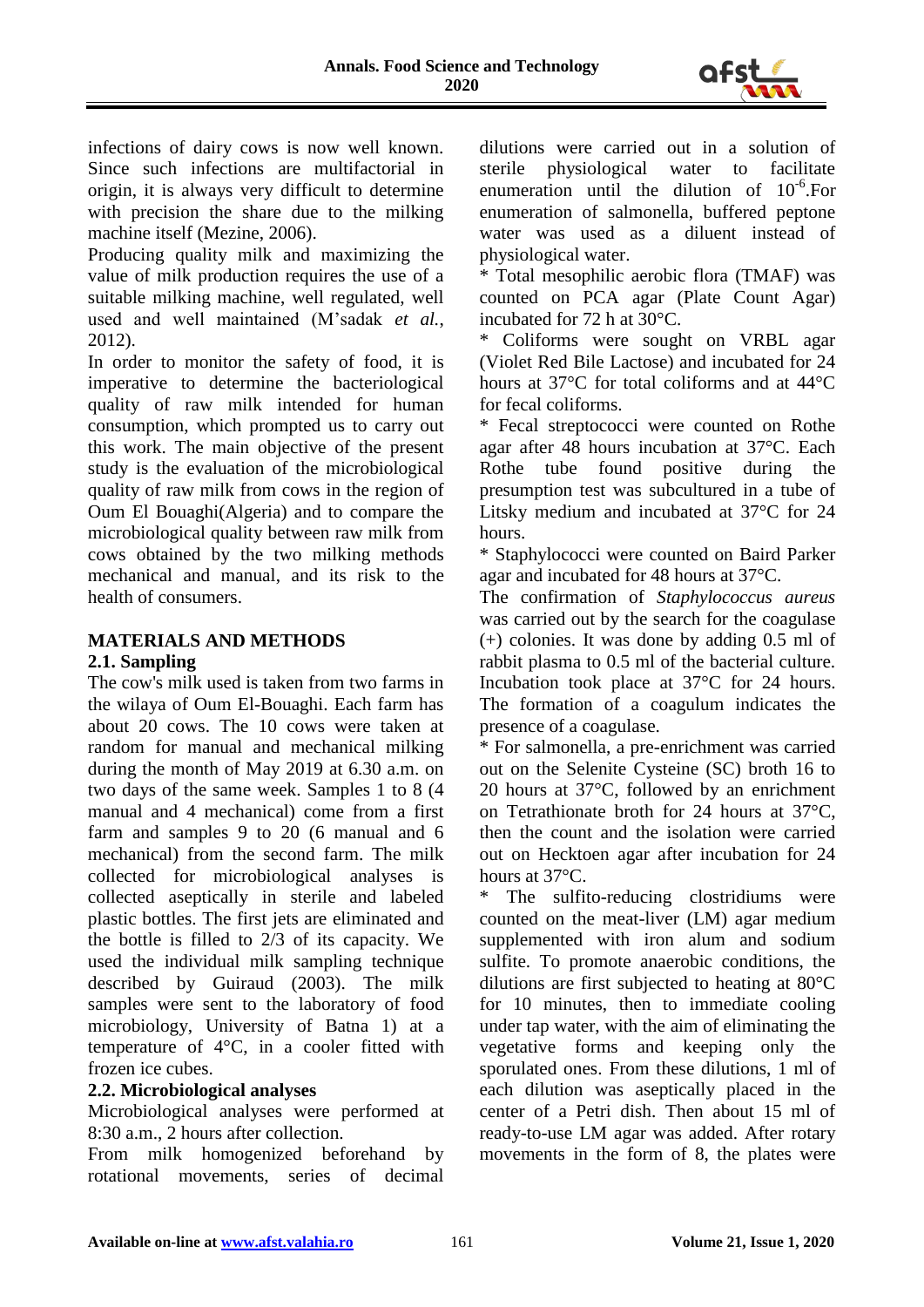infections of dairy cows is now well known. Since such infections are multifactorial in origin, it is always very difficult to determine with precision the share due to the milking machine itself (Mezine, 2006).

Producing quality milk and maximizing the value of milk production requires the use of a suitable milking machine, well regulated, well used and well maintained (M'sadak *et al.*, 2012).

In order to monitor the safety of food, it is imperative to determine the bacteriological quality of raw milk intended for human consumption, which prompted us to carry out this work. The main objective of the present study is the evaluation of the microbiological quality of raw milk from cows in the region of Oum El Bouaghi(Algeria) and to compare the microbiological quality between raw milk from cows obtained by the two milking methods mechanical and manual, and its risk to the health of consumers.

## MATERIALS AND METHODS

### 2.1. Sampling

The cow's milk used is taken from two farms in the wilaya of Oum El-Bouaghi. Each farm has about 20 cows. The 10 cows were taken at random for manual and mechanical milking during the month of May 2019 at 6.30 a.m. on two days of the same week. Samples 1 to 8 (4 manual and 4 mechanical) come from a first farm and samples 9 to 20 (6 manual and 6 mechanical) from the second farm. The milk collected for microbiological analyses is collected aseptically in sterile and labeled plastic bottles. The first jets are eliminated and the bottle is filled to 2/3 of its capacity. We used the individual milk sampling technique described by Guiraud (2003). The milk samples were sent to the laboratory of food microbiology, University of Batna 1) at a temperature of 4°C, in a cooler fitted with frozen ice cubes.

### 2.2. Microbiological analyses

Microbiological analyses were performed at 8:30 a.m., 2 hours after collection.

From milk homogenized beforehand by rotational movements, series of decimal dilutions were carried out in a solution of sterile physiological water to facilitate enumeration until the dilution of $10^{-6}$.For enumeration of salmonella, buffered peptone water was used as a diluent instead of physiological water.

* Total mesophilic aerobic flora (TMAF) was counted on PCA agar (Plate Count Agar) incubated for 72 h at 30°C.

* Coliforms were sought on VRBL agar (Violet Red Bile Lactose) and incubated for 24 hours at 37°C for total coliforms and at 44°C for fecal coliforms.

* Fecal streptococci were counted on Rothe agar after 48 hours incubation at 37°C. Each Rothe tube found positive during the presumption test was subcultured in a tube of Litsky medium and incubated at 37°C for 24 hours.

* Staphylococci were counted on Baird Parker agar and incubated for 48 hours at 37°C.

The confirmation of *Staphylococcus aureus* was carried out by the search for the coagulase (+) colonies. It was done by adding 0.5 ml of rabbit plasma to 0.5 ml of the bacterial culture. Incubation took place at 37°C for 24 hours. The formation of a coagulum indicates the presence of a coagulase.

* For salmonella, a pre-enrichment was carried out on the Selenite Cysteine (SC) broth 16 to 20 hours at 37°C, followed by an enrichment on Tetrathionate broth for 24 hours at 37°C, then the count and the isolation were carried out on Hecktoen agar after incubation for 24 hours at 37°C.

* The sulfito-reducing clostridiums were counted on the meat-liver (LM) agar medium supplemented with iron alum and sodium sulfite. To promote anaerobic conditions, the dilutions are first subjected to heating at 80°C for 10 minutes, then to immediate cooling under tap water, with the aim of eliminating the vegetative forms and keeping only the sporulated ones. From these dilutions, 1 ml of each dilution was aseptically placed in the center of a Petri dish. Then about 15 ml of ready-to-use LM agar was added. After rotary movements in the form of 8, the plates were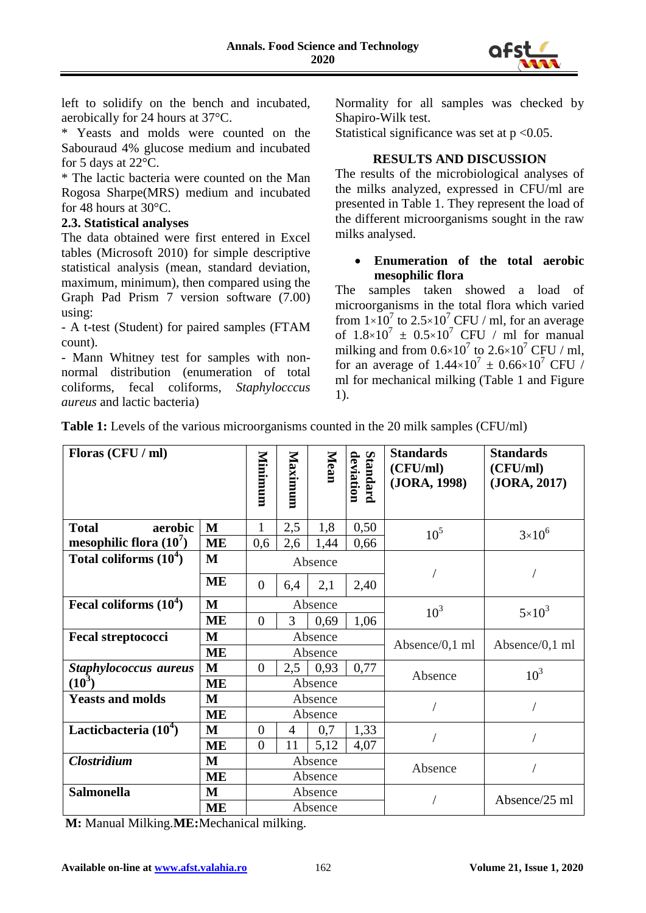left to solidify on the bench and incubated, aerobically for 24 hours at 37°C.

* Yeasts and molds were counted on the Sabouraud 4% glucose medium and incubated for 5 days at 22°C.

* The lactic bacteria were counted on the Man Rogosa Sharpe(MRS) medium and incubated for 48 hours at 30°C.

### 2.3. Statistical analyses

The data obtained were first entered in Excel tables (Microsoft 2010) for simple descriptive statistical analysis (mean, standard deviation, maximum, minimum), then compared using the Graph Pad Prism 7 version software (7.00) using:

- A t-test (Student) for paired samples (FTAM count).

- Mann Whitney test for samples with non-normal distribution (enumeration of total coliforms, fecal coliforms, *Staphylocccus aureus* and lactic bacteria)

Normality for all samples was checked by Shapiro-Wilk test.

Statistical significance was set at p <0.05.

## RESULTS AND DISCUSSION

The results of the microbiological analyses of the milks analyzed, expressed in CFU/ml are presented in Table 1. They represent the load of the different microorganisms sought in the raw milks analysed.

- **Enumeration of the total aerobic mesophilic flora**

The samples taken showed a load of microorganisms in the total flora which varied from $1{\times}10^7$ to $2.5{\times}10^7$ CFU / ml, for an average of $1.8{\times}10^7 \pm 0.5{\times}10^7$ CFU / ml for manual milking and from $0.6{\times}10^7$ to $2.6{\times}10^7$ CFU / ml, for an average of $1.44{\times}10^7 \pm 0.66{\times}10^7$ CFU / ml for mechanical milking (Table 1 and Figure 1).

**Table 1:** Levels of the various microorganisms counted in the 20 milk samples (CFU/ml)

| Floras (CFU / ml) | | Minimum | Maximum | Mean | Standard deviation | Standards (CFU/ml) (JORA, 1998) | Standards (CFU/ml) (JORA, 2017) |
|---|---|---|---|---|---|---|---|
| **Total aerobic mesophilic flora ($10^7$)** | **M** | 1 | 2,5 | 1,8 | 0,50 | $10^5$ | $3{\times}10^6$ |
| | **ME** | 0,6 | 2,6 | 1,44 | 0,66 | | |
| **Total coliforms ($10^4$)** | **M** | Absence | | | | / | / |
| | **ME** | 0 | 6,4 | 2,1 | 2,40 | | |
| **Fecal coliforms ($10^4$)** | **M** | Absence | | | | $10^3$ | $5{\times}10^3$ |
| | **ME** | 0 | 3 | 0,69 | 1,06 | | |
| **Fecal streptococci** | **M** | Absence | | | | Absence/0,1 ml | Absence/0,1 ml |
| | **ME** | Absence | | | | | |
| ***Staphylococcus aureus*** **($10^3$)** | **M** | 0 | 2,5 | 0,93 | 0,77 | Absence | $10^3$ |
| | **ME** | Absence | | | | | |
| **Yeasts and molds** | **M** | Absence | | | | / | / |
| | **ME** | Absence | | | | | |
| **Lacticbacteria ($10^4$)** | **M** | 0 | 4 | 0,7 | 1,33 | / | / |
| | **ME** | 0 | 11 | 5,12 | 4,07 | | |
| ***Clostridium*** | **M** | Absence | | | | Absence | / |
| | **ME** | Absence | | | | | |
| **Salmonella** | **M** | Absence | | | | / | Absence/25 ml |
| | **ME** | Absence | | | | | |

**M:** Manual Milking.**ME:**Mechanical milking.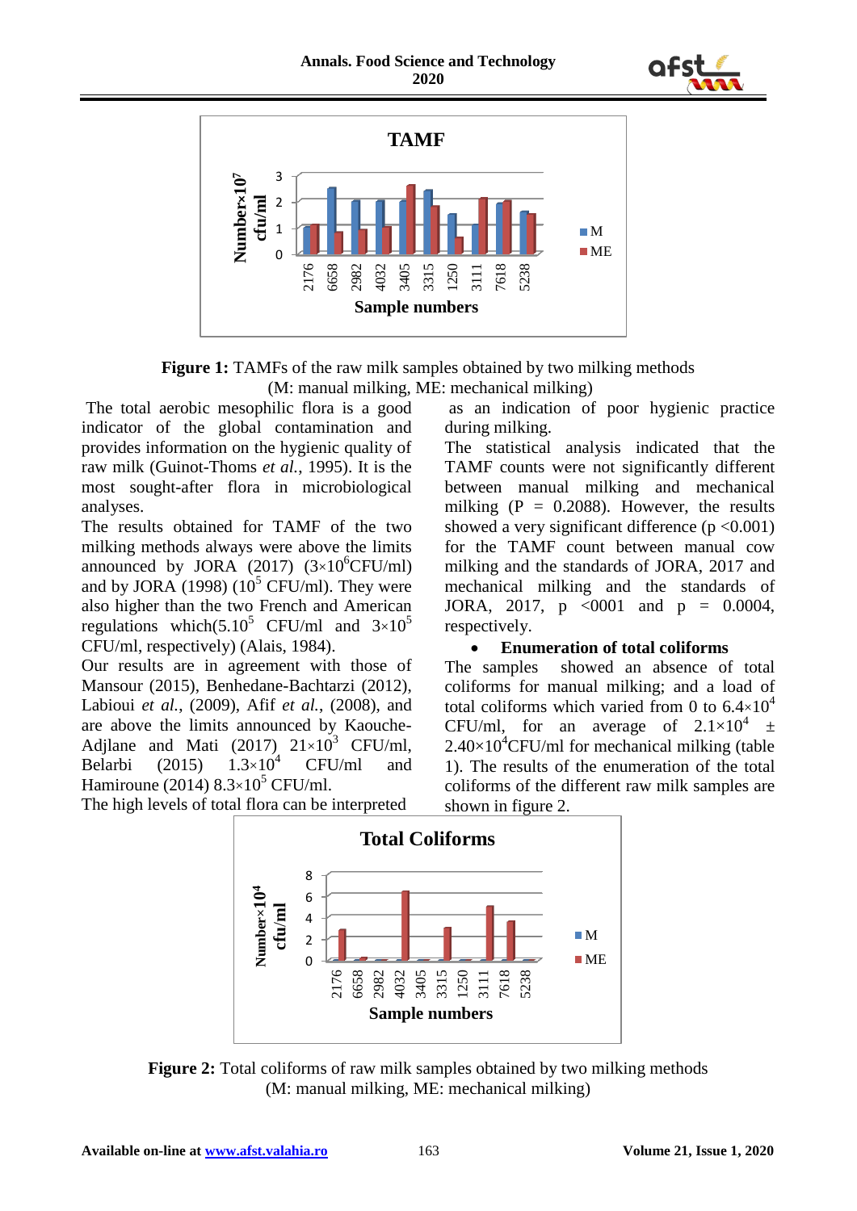**Figure 1:** TAMFs of the raw milk samples obtained by two milking methods (M: manual milking, ME: mechanical milking)

The total aerobic mesophilic flora is a good indicator of the global contamination and provides information on the hygienic quality of raw milk (Guinot-Thoms *et al.*, 1995). It is the most sought-after flora in microbiological analyses.

The results obtained for TAMF of the two milking methods always were above the limits announced by JORA (2017) ($3\times10^6$CFU/ml) and by JORA (1998) ($10^5$ CFU/ml). They were also higher than the two French and American regulations which($5.10^5$ CFU/ml and $3\times10^5$ CFU/ml, respectively) (Alais, 1984).

Our results are in agreement with those of Mansour (2015), Benhedane-Bachtarzi (2012), Labioui *et al.*, (2009), Afif *et al.*, (2008), and are above the limits announced by Kaouche-Adjlane and Mati (2017) $21\times10^3$ CFU/ml, Belarbi (2015) $1.3\times10^4$ CFU/ml and Hamiroune (2014) $8.3\times10^5$ CFU/ml.

The high levels of total flora can be interpreted as an indication of poor hygienic practice during milking.

The statistical analysis indicated that the TAMF counts were not significantly different between manual milking and mechanical milking (P = 0.2088). However, the results showed a very significant difference ($p < 0.001$) for the TAMF count between manual cow milking and the standards of JORA, 2017 and mechanical milking and the standards of JORA, 2017, p <0001 and p = 0.0004, respectively.

- **Enumeration of total coliforms**

The samples showed an absence of total coliforms for manual milking; and a load of total coliforms which varied from 0 to $6.4\times10^4$ CFU/ml, for an average of $2.1\times10^4 \pm 2.40\times10^4$CFU/ml for mechanical milking (table 1). The results of the enumeration of the total coliforms of the different raw milk samples are shown in figure 2.

**Figure 2:** Total coliforms of raw milk samples obtained by two milking methods (M: manual milking, ME: mechanical milking)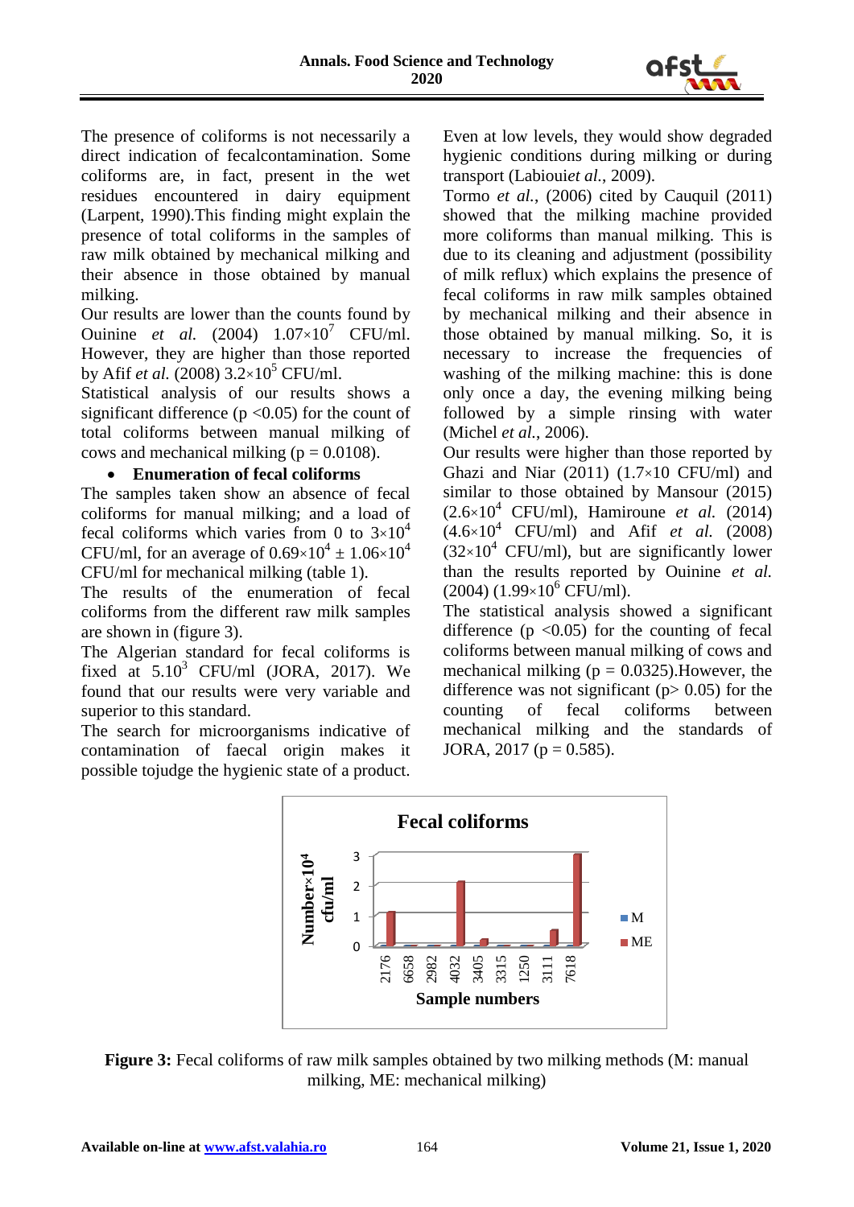The presence of coliforms is not necessarily a direct indication of fecalcontamination. Some coliforms are, in fact, present in the wet residues encountered in dairy equipment (Larpent, 1990).This finding might explain the presence of total coliforms in the samples of raw milk obtained by mechanical milking and their absence in those obtained by manual milking.

Our results are lower than the counts found by Ouinine *et al.* (2004) $1.07\times10^7$ CFU/ml. However, they are higher than those reported by Afif *et al.* (2008) $3.2\times10^5$ CFU/ml.

Statistical analysis of our results shows a significant difference ($p < 0.05$) for the count of total coliforms between manual milking of cows and mechanical milking ($p = 0.0108$).

- **Enumeration of fecal coliforms**

The samples taken show an absence of fecal coliforms for manual milking; and a load of fecal coliforms which varies from 0 to $3\times10^4$ CFU/ml, for an average of $0.69\times10^4 \pm 1.06\times10^4$ CFU/ml for mechanical milking (table 1).

The results of the enumeration of fecal coliforms from the different raw milk samples are shown in (figure 3).

The Algerian standard for fecal coliforms is fixed at $5.10^3$ CFU/ml (JORA, 2017). We found that our results were very variable and superior to this standard.

The search for microorganisms indicative of contamination of faecal origin makes it possible tojudge the hygienic state of a product. Even at low levels, they would show degraded hygienic conditions during milking or during transport (Labiouiet *al.*, 2009).

Tormo *et al.*, (2006) cited by Cauquil (2011) showed that the milking machine provided more coliforms than manual milking. This is due to its cleaning and adjustment (possibility of milk reflux) which explains the presence of fecal coliforms in raw milk samples obtained by mechanical milking and their absence in those obtained by manual milking. So, it is necessary to increase the frequencies of washing of the milking machine: this is done only once a day, the evening milking being followed by a simple rinsing with water (Michel *et al.*, 2006).

Our results were higher than those reported by Ghazi and Niar (2011) ($1.7\times10$ CFU/ml) and similar to those obtained by Mansour (2015) ($2.6\times10^4$ CFU/ml), Hamiroune *et al.* (2014) ($4.6\times10^4$ CFU/ml) and Afif *et al.* (2008) ($32\times10^4$ CFU/ml), but are significantly lower than the results reported by Ouinine *et al.* (2004) ($1.99\times10^6$ CFU/ml).

The statistical analysis showed a significant difference ($p < 0.05$) for the counting of fecal coliforms between manual milking of cows and mechanical milking ($p = 0.0325$).However, the difference was not significant ($p > 0.05$) for the counting of fecal coliforms between mechanical milking and the standards of JORA, 2017 ($p = 0.585$).

**Figure 3:** Fecal coliforms of raw milk samples obtained by two milking methods (M: manual milking, ME: mechanical milking)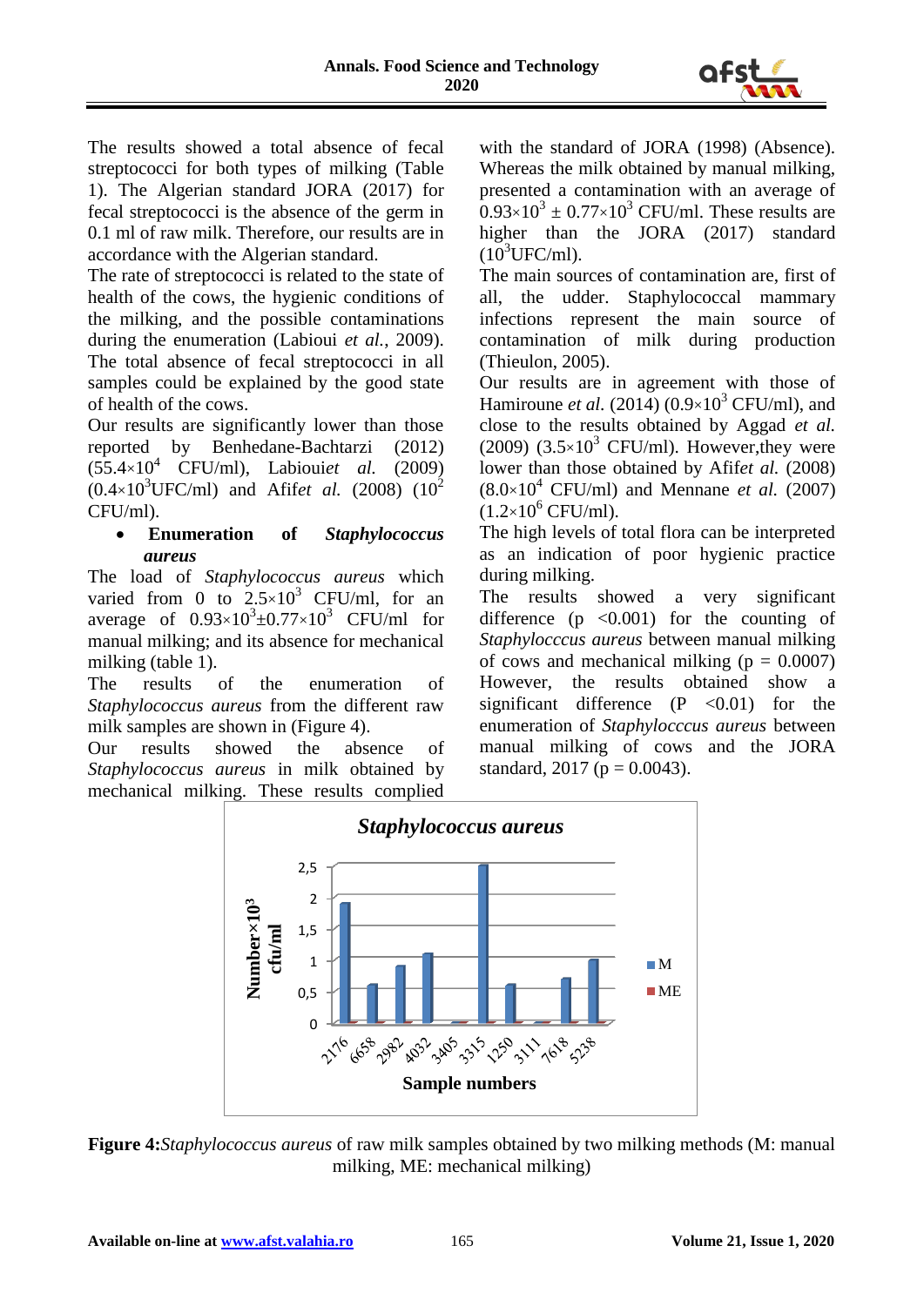The results showed a total absence of fecal streptococci for both types of milking (Table 1). The Algerian standard JORA (2017) for fecal streptococci is the absence of the germ in 0.1 ml of raw milk. Therefore, our results are in accordance with the Algerian standard.

The rate of streptococci is related to the state of health of the cows, the hygienic conditions of the milking, and the possible contaminations during the enumeration (Labioui *et al.*, 2009). The total absence of fecal streptococci in all samples could be explained by the good state of health of the cows.

Our results are significantly lower than those reported by Benhedane-Bachtarzi (2012) ($55.4 \times 10^4$ CFU/ml), Labiouiet *al.* (2009) ($0.4 \times 10^3$UFC/ml) and Afifet *al.* (2008) ($10^2$ CFU/ml).

- **Enumeration of *Staphylococcus aureus***

The load of *Staphylococcus aureus* which varied from 0 to $2.5 \times 10^3$ CFU/ml, for an average of $0.93 \times 10^3 \pm 0.77 \times 10^3$ CFU/ml for manual milking; and its absence for mechanical milking (table 1).

The results of the enumeration of *Staphylococcus aureus* from the different raw milk samples are shown in (Figure 4).

Our results showed the absence of *Staphylococcus aureus* in milk obtained by mechanical milking. These results complied with the standard of JORA (1998) (Absence). Whereas the milk obtained by manual milking, presented a contamination with an average of $0.93 \times 10^3 \pm 0.77 \times 10^3$ CFU/ml. These results are higher than the JORA (2017) standard ($10^3$UFC/ml).

The main sources of contamination are, first of all, the udder. Staphylococcal mammary infections represent the main source of contamination of milk during production (Thieulon, 2005).

Our results are in agreement with those of Hamiroune *et al.* (2014) ($0.9 \times 10^3$ CFU/ml), and close to the results obtained by Aggad *et al.* (2009) ($3.5 \times 10^3$ CFU/ml). However,they were lower than those obtained by Afifet *al.* (2008) ($8.0 \times 10^4$ CFU/ml) and Mennane *et al.* (2007) ($1.2 \times 10^6$ CFU/ml).

The high levels of total flora can be interpreted as an indication of poor hygienic practice during milking.

The results showed a very significant difference ($p < 0.001$) for the counting of *Staphylocccus aureus* between manual milking of cows and mechanical milking ($p = 0.0007$) However, the results obtained show a significant difference ($P < 0.01$) for the enumeration of *Staphylocccus aureus* between manual milking of cows and the JORA standard, 2017 ($p = 0.0043$).

**Figure 4:***Staphylococcus aureus* of raw milk samples obtained by two milking methods (M: manual milking, ME: mechanical milking)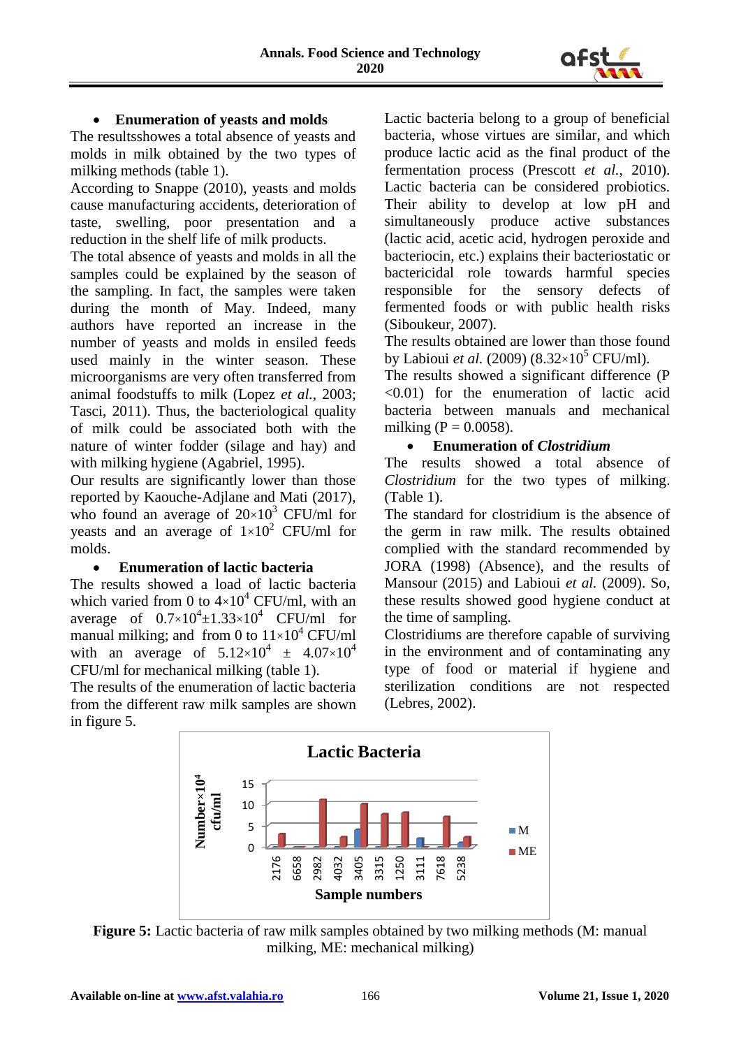- **Enumeration of yeasts and molds**

The resultsshowes a total absence of yeasts and molds in milk obtained by the two types of milking methods (table 1).

According to Snappe (2010), yeasts and molds cause manufacturing accidents, deterioration of taste, swelling, poor presentation and a reduction in the shelf life of milk products.

The total absence of yeasts and molds in all the samples could be explained by the season of the sampling. In fact, the samples were taken during the month of May. Indeed, many authors have reported an increase in the number of yeasts and molds in ensiled feeds used mainly in the winter season. These microorganisms are very often transferred from animal foodstuffs to milk (Lopez *et al.*, 2003; Tasci, 2011). Thus, the bacteriological quality of milk could be associated both with the nature of winter fodder (silage and hay) and with milking hygiene (Agabriel, 1995).

Our results are significantly lower than those reported by Kaouche-Adjlane and Mati (2017), who found an average of $20\times10^3$ CFU/ml for yeasts and an average of $1\times10^2$ CFU/ml for molds.

- **Enumeration of lactic bacteria**

The results showed a load of lactic bacteria which varied from 0 to $4\times10^4$ CFU/ml, with an average of $0.7\times10^4\pm1.33\times10^4$ CFU/ml for manual milking; and from 0 to $11\times10^4$ CFU/ml with an average of $5.12\times10^4 \pm 4.07\times10^4$ CFU/ml for mechanical milking (table 1).

The results of the enumeration of lactic bacteria from the different raw milk samples are shown in figure 5.

Lactic bacteria belong to a group of beneficial bacteria, whose virtues are similar, and which produce lactic acid as the final product of the fermentation process (Prescott *et al.*, 2010). Lactic bacteria can be considered probiotics. Their ability to develop at low pH and simultaneously produce active substances (lactic acid, acetic acid, hydrogen peroxide and bacteriocin, etc.) explains their bacteriostatic or bactericidal role towards harmful species responsible for the sensory defects of fermented foods or with public health risks (Siboukeur, 2007).

The results obtained are lower than those found by Labioui *et al.* (2009) ($8.32\times10^5$ CFU/ml).

The results showed a significant difference ($P < 0.01$) for the enumeration of lactic acid bacteria between manuals and mechanical milking ($P = 0.0058$).

- **Enumeration of *Clostridium***

The results showed a total absence of *Clostridium* for the two types of milking. (Table 1).

The standard for clostridium is the absence of the germ in raw milk. The results obtained complied with the standard recommended by JORA (1998) (Absence), and the results of Mansour (2015) and Labioui *et al.* (2009). So, these results showed good hygiene conduct at the time of sampling.

Clostridiums are therefore capable of surviving in the environment and of contaminating any type of food or material if hygiene and sterilization conditions are not respected (Lebres, 2002).

**Figure 5:** Lactic bacteria of raw milk samples obtained by two milking methods (M: manual milking, ME: mechanical milking)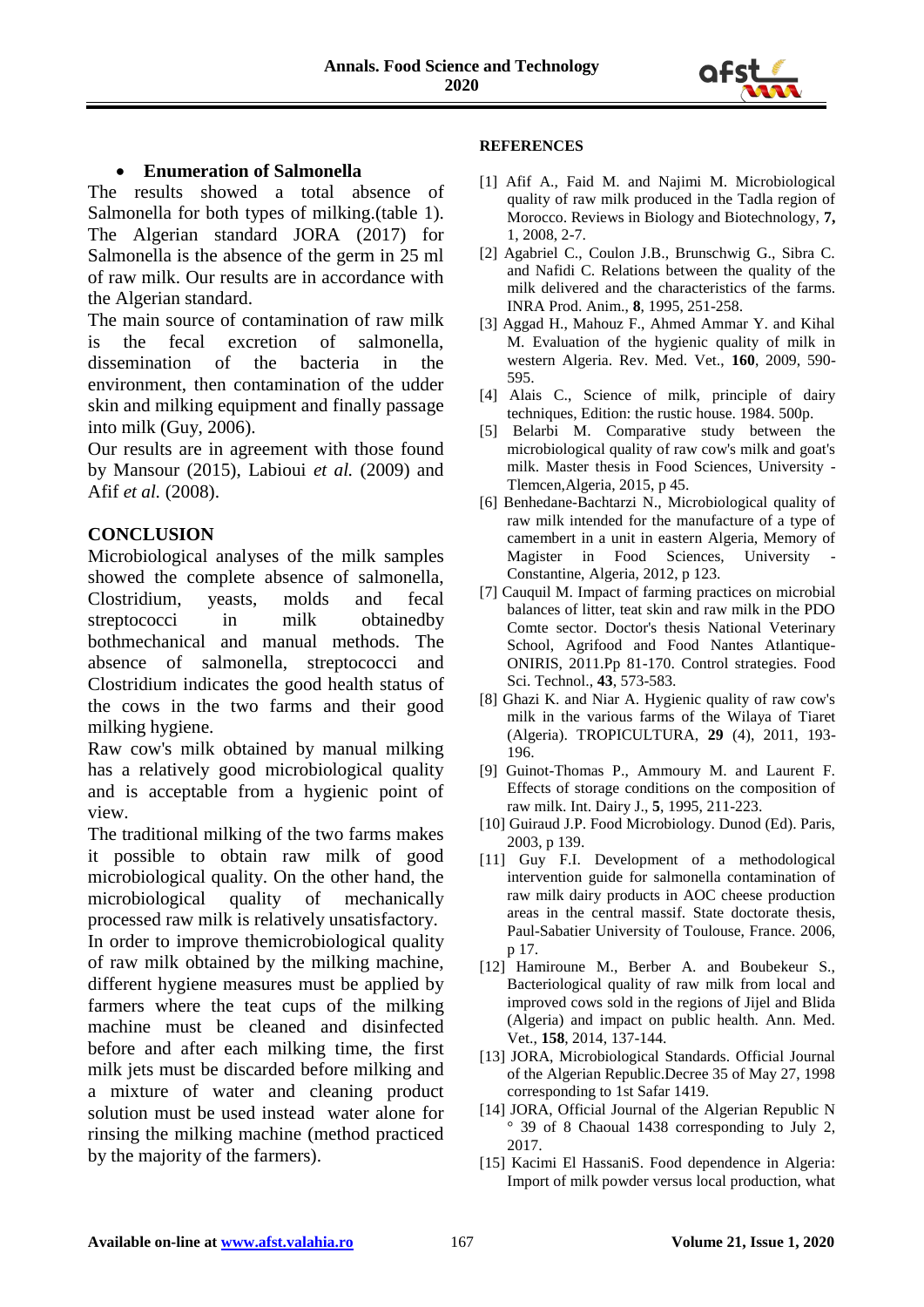- **Enumeration of Salmonella**

The results showed a total absence of Salmonella for both types of milking.(table 1). The Algerian standard JORA (2017) for Salmonella is the absence of the germ in 25 ml of raw milk. Our results are in accordance with the Algerian standard.

The main source of contamination of raw milk is the fecal excretion of salmonella, dissemination of the bacteria in the environment, then contamination of the udder skin and milking equipment and finally passage into milk (Guy, 2006).

Our results are in agreement with those found by Mansour (2015), Labioui *et al.* (2009) and Afif *et al.* (2008).

## CONCLUSION

Microbiological analyses of the milk samples showed the complete absence of salmonella, Clostridium, yeasts, molds and fecal streptococci in milk obtainedby bothmechanical and manual methods. The absence of salmonella, streptococci and Clostridium indicates the good health status of the cows in the two farms and their good milking hygiene.

Raw cow's milk obtained by manual milking has a relatively good microbiological quality and is acceptable from a hygienic point of view.

The traditional milking of the two farms makes it possible to obtain raw milk of good microbiological quality. On the other hand, the microbiological quality of mechanically processed raw milk is relatively unsatisfactory.

In order to improve themicrobiological quality of raw milk obtained by the milking machine, different hygiene measures must be applied by farmers where the teat cups of the milking machine must be cleaned and disinfected before and after each milking time, the first milk jets must be discarded before milking and a mixture of water and cleaning product solution must be used instead water alone for rinsing the milking machine (method practiced by the majority of the farmers).

## REFERENCES

[1] Afif A., Faid M. and Najimi M. Microbiological quality of raw milk produced in the Tadla region of Morocco. Reviews in Biology and Biotechnology, **7,** 1, 2008, 2-7.

[2] Agabriel C., Coulon J.B., Brunschwig G., Sibra C. and Nafidi C. Relations between the quality of the milk delivered and the characteristics of the farms. INRA Prod. Anim., **8**, 1995, 251-258.

[3] Aggad H., Mahouz F., Ahmed Ammar Y. and Kihal M. Evaluation of the hygienic quality of milk in western Algeria. Rev. Med. Vet., **160**, 2009, 590-595.

[4] Alais C., Science of milk, principle of dairy techniques, Edition: the rustic house. 1984. 500p.

[5] Belarbi M. Comparative study between the microbiological quality of raw cow's milk and goat's milk. Master thesis in Food Sciences, University - Tlemcen,Algeria, 2015, p 45.

[6] Benhedane-Bachtarzi N., Microbiological quality of raw milk intended for the manufacture of a type of camembert in a unit in eastern Algeria, Memory of Magister in Food Sciences, University - Constantine, Algeria, 2012, p 123.

[7] Cauquil M. Impact of farming practices on microbial balances of litter, teat skin and raw milk in the PDO Comte sector. Doctor's thesis National Veterinary School, Agrifood and Food Nantes Atlantique-ONIRIS, 2011.Pp 81-170. Control strategies. Food Sci. Technol., **43**, 573-583.

[8] Ghazi K. and Niar A. Hygienic quality of raw cow's milk in the various farms of the Wilaya of Tiaret (Algeria). TROPICULTURA, **29** (4), 2011, 193-196.

[9] Guinot-Thomas P., Ammoury M. and Laurent F. Effects of storage conditions on the composition of raw milk. Int. Dairy J., **5**, 1995, 211-223.

[10] Guiraud J.P. Food Microbiology. Dunod (Ed). Paris, 2003, p 139.

[11] Guy F.I. Development of a methodological intervention guide for salmonella contamination of raw milk dairy products in AOC cheese production areas in the central massif. State doctorate thesis, Paul-Sabatier University of Toulouse, France. 2006, p 17.

[12] Hamiroune M., Berber A. and Boubekeur S., Bacteriological quality of raw milk from local and improved cows sold in the regions of Jijel and Blida (Algeria) and impact on public health. Ann. Med. Vet., **158**, 2014, 137-144.

[13] JORA, Microbiological Standards. Official Journal of the Algerian Republic.Decree 35 of May 27, 1998 corresponding to 1st Safar 1419.

[14] JORA, Official Journal of the Algerian Republic N ° 39 of 8 Chaoual 1438 corresponding to July 2, 2017.

[15] Kacimi El HassaniS. Food dependence in Algeria: Import of milk powder versus local production, what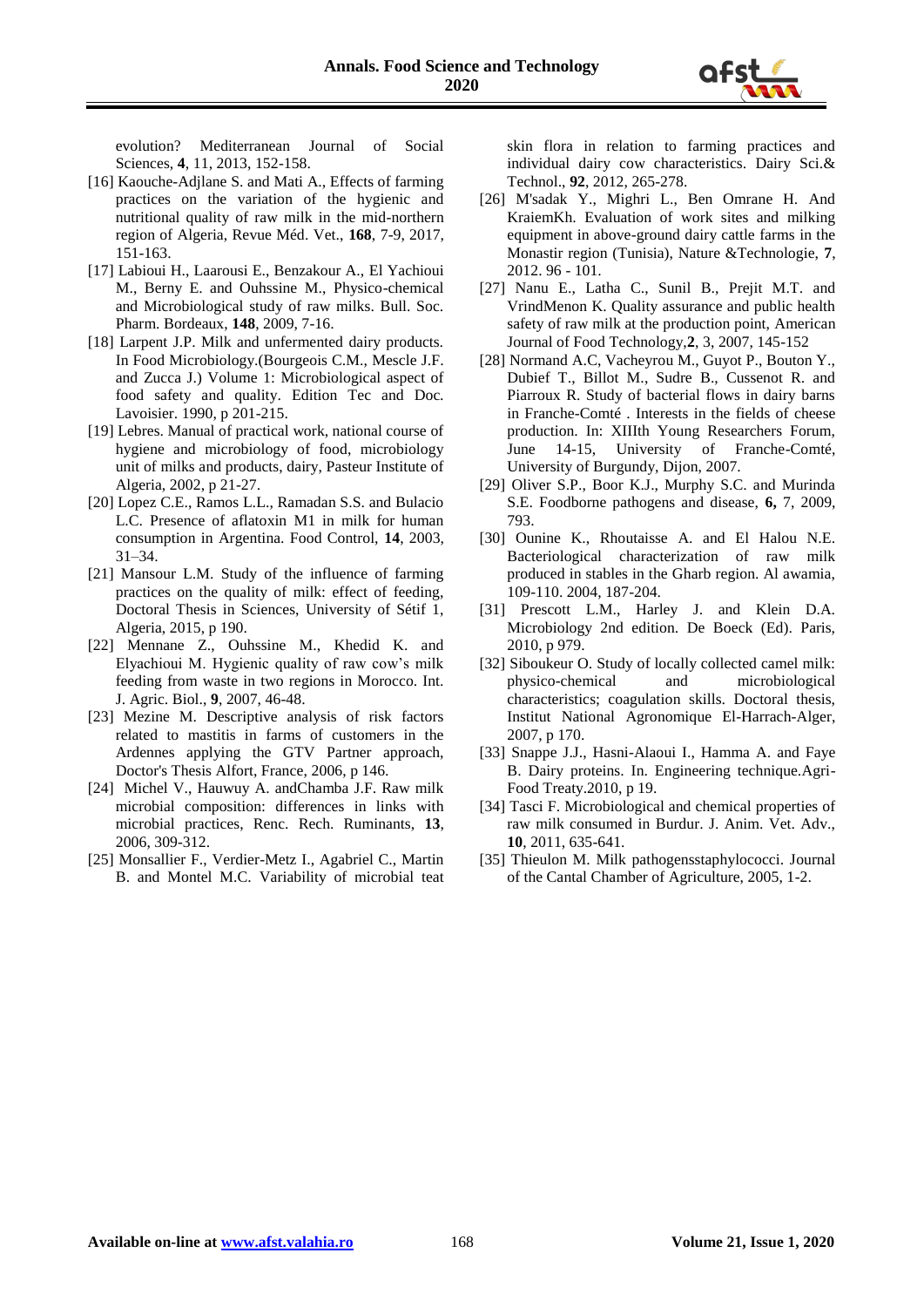evolution? Mediterranean Journal of Social Sciences, **4**, 11, 2013, 152-158.

[16] Kaouche-Adjlane S. and Mati A., Effects of farming practices on the variation of the hygienic and nutritional quality of raw milk in the mid-northern region of Algeria, Revue Méd. Vet., **168**, 7-9, 2017, 151-163.

[17] Labioui H., Laarousi E., Benzakour A., El Yachioui M., Berny E. and Ouhssine M., Physico-chemical and Microbiological study of raw milks. Bull. Soc. Pharm. Bordeaux, **148**, 2009, 7-16.

[18] Larpent J.P. Milk and unfermented dairy products. In Food Microbiology.(Bourgeois C.M., Mescle J.F. and Zucca J.) Volume 1: Microbiological aspect of food safety and quality. Edition Tec and Doc. Lavoisier. 1990, p 201-215.

[19] Lebres. Manual of practical work, national course of hygiene and microbiology of food, microbiology unit of milks and products, dairy, Pasteur Institute of Algeria, 2002, p 21-27.

[20] Lopez C.E., Ramos L.L., Ramadan S.S. and Bulacio L.C. Presence of aflatoxin M1 in milk for human consumption in Argentina. Food Control, **14**, 2003, 31–34.

[21] Mansour L.M. Study of the influence of farming practices on the quality of milk: effect of feeding, Doctoral Thesis in Sciences, University of Sétif 1, Algeria, 2015, p 190.

[22] Mennane Z., Ouhssine M., Khedid K. and Elyachioui M. Hygienic quality of raw cow's milk feeding from waste in two regions in Morocco. Int. J. Agric. Biol., **9**, 2007, 46-48.

[23] Mezine M. Descriptive analysis of risk factors related to mastitis in farms of customers in the Ardennes applying the GTV Partner approach, Doctor's Thesis Alfort, France, 2006, p 146.

[24] Michel V., Hauwuy A. andChamba J.F. Raw milk microbial composition: differences in links with microbial practices, Renc. Rech. Ruminants, **13**, 2006, 309-312.

[25] Monsallier F., Verdier-Metz I., Agabriel C., Martin B. and Montel M.C. Variability of microbial teat skin flora in relation to farming practices and individual dairy cow characteristics. Dairy Sci.& Technol., **92**, 2012, 265-278.

[26] M'sadak Y., Mighri L., Ben Omrane H. And KraiemKh. Evaluation of work sites and milking equipment in above-ground dairy cattle farms in the Monastir region (Tunisia), Nature &Technologie, **7**, 2012. 96 - 101.

[27] Nanu E., Latha C., Sunil B., Prejit M.T. and VrindMenon K. Quality assurance and public health safety of raw milk at the production point, American Journal of Food Technology,**2**, 3, 2007, 145-152

[28] Normand A.C, Vacheyrou M., Guyot P., Bouton Y., Dubief T., Billot M., Sudre B., Cussenot R. and Piarroux R. Study of bacterial flows in dairy barns in Franche-Comté . Interests in the fields of cheese production. In: XIIIth Young Researchers Forum, June 14-15, University of Franche-Comté, University of Burgundy, Dijon, 2007.

[29] Oliver S.P., Boor K.J., Murphy S.C. and Murinda S.E. Foodborne pathogens and disease, **6,** 7, 2009, 793.

[30] Ounine K., Rhoutaisse A. and El Halou N.E. Bacteriological characterization of raw milk produced in stables in the Gharb region. Al awamia, 109-110. 2004, 187-204.

[31] Prescott L.M., Harley J. and Klein D.A. Microbiology 2nd edition. De Boeck (Ed). Paris, 2010, p 979.

[32] Siboukeur O. Study of locally collected camel milk: physico-chemical and microbiological characteristics; coagulation skills. Doctoral thesis, Institut National Agronomique El-Harrach-Alger, 2007, p 170.

[33] Snappe J.J., Hasni-Alaoui I., Hamma A. and Faye B. Dairy proteins. In. Engineering technique.Agri-Food Treaty.2010, p 19.

[34] Tasci F. Microbiological and chemical properties of raw milk consumed in Burdur. J. Anim. Vet. Adv., **10**, 2011, 635-641.

[35] Thieulon M. Milk pathogensstaphylococci. Journal of the Cantal Chamber of Agriculture, 2005, 1-2.